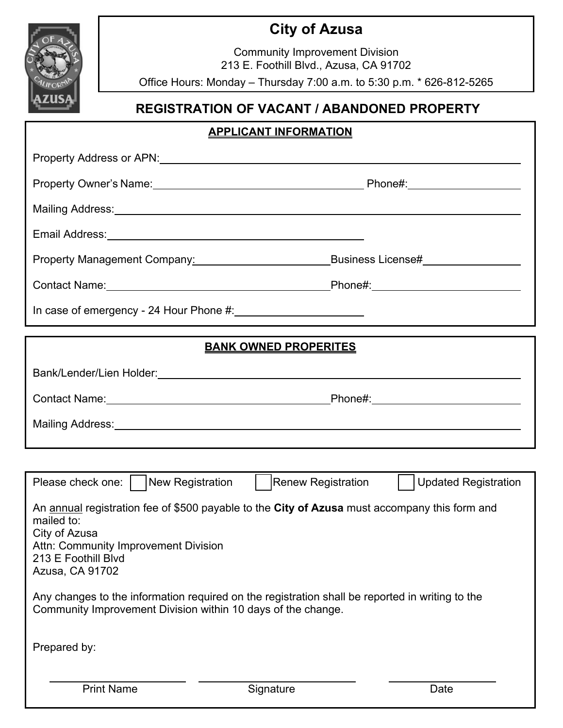# City of Azusa

Community Improvement Division
213 E. Foothill Blvd., Azusa, CA 91702

Office Hours: Monday – Thursday 7:00 a.m. to 5:30 p.m. * 626-812-5265

## REGISTRATION OF VACANT / ABANDONED PROPERTY

### APPLICANT INFORMATION

Property Address or APN: ______________________________

Property Owner's Name: ______________________________ Phone#: ______________

Mailing Address: ______________________________

Email Address: ______________________________

Property Management Company: ______________________________ Business License# ______________

Contact Name: ______________________________ Phone#: ______________

In case of emergency - 24 Hour Phone #: ______________

### BANK OWNED PROPERITES

Bank/Lender/Lien Holder: ______________________________

Contact Name: ______________________________ Phone#: ______________

Mailing Address: ______________________________

Please check one: ☐ New Registration ☐ Renew Registration ☐ Updated Registration

An annual registration fee of $500 payable to the **City of Azusa** must accompany this form and mailed to:
City of Azusa
Attn: Community Improvement Division
213 E Foothill Blvd
Azusa, CA 91702

Any changes to the information required on the registration shall be reported in writing to the Community Improvement Division within 10 days of the change.

Prepared by:

______________________ ______________________ ______________________
Print Name Signature Date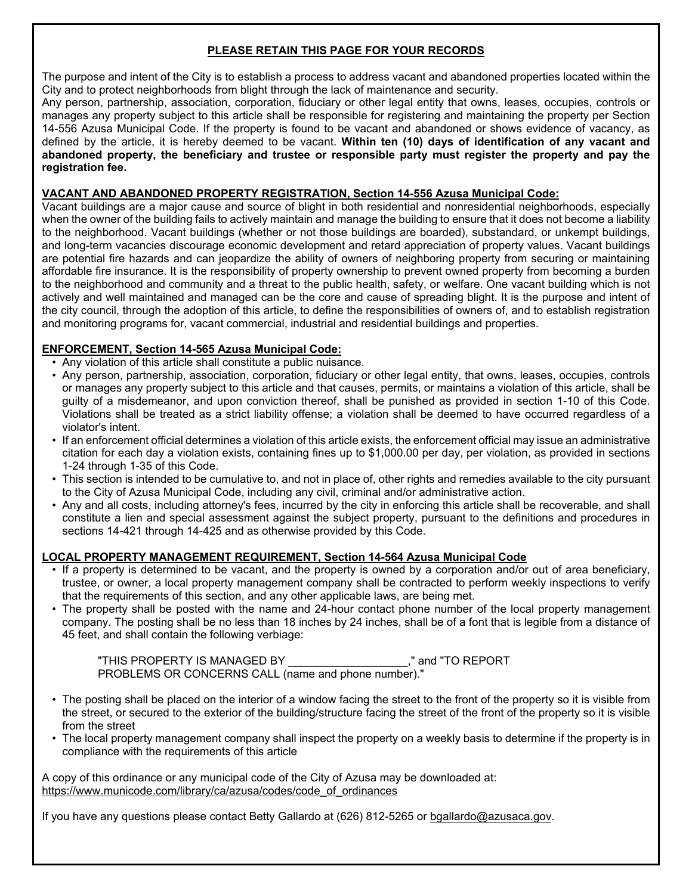**PLEASE RETAIN THIS PAGE FOR YOUR RECORDS**

The purpose and intent of the City is to establish a process to address vacant and abandoned properties located within the City and to protect neighborhoods from blight through the lack of maintenance and security.
Any person, partnership, association, corporation, fiduciary or other legal entity that owns, leases, occupies, controls or manages any property subject to this article shall be responsible for registering and maintaining the property per Section 14-556 Azusa Municipal Code. If the property is found to be vacant and abandoned or shows evidence of vacancy, as defined by the article, it is hereby deemed to be vacant. **Within ten (10) days of identification of any vacant and abandoned property, the beneficiary and trustee or responsible party must register the property and pay the registration fee.**

**VACANT AND ABANDONED PROPERTY REGISTRATION, Section 14-556 Azusa Municipal Code:**

Vacant buildings are a major cause and source of blight in both residential and nonresidential neighborhoods, especially when the owner of the building fails to actively maintain and manage the building to ensure that it does not become a liability to the neighborhood. Vacant buildings (whether or not those buildings are boarded), substandard, or unkempt buildings, and long-term vacancies discourage economic development and retard appreciation of property values. Vacant buildings are potential fire hazards and can jeopardize the ability of owners of neighboring property from securing or maintaining affordable fire insurance. It is the responsibility of property ownership to prevent owned property from becoming a burden to the neighborhood and community and a threat to the public health, safety, or welfare. One vacant building which is not actively and well maintained and managed can be the core and cause of spreading blight. It is the purpose and intent of the city council, through the adoption of this article, to define the responsibilities of owners of, and to establish registration and monitoring programs for, vacant commercial, industrial and residential buildings and properties.

**ENFORCEMENT, Section 14-565 Azusa Municipal Code:**

- Any violation of this article shall constitute a public nuisance.
- Any person, partnership, association, corporation, fiduciary or other legal entity, that owns, leases, occupies, controls or manages any property subject to this article and that causes, permits, or maintains a violation of this article, shall be guilty of a misdemeanor, and upon conviction thereof, shall be punished as provided in section 1-10 of this Code. Violations shall be treated as a strict liability offense; a violation shall be deemed to have occurred regardless of a violator's intent.
- If an enforcement official determines a violation of this article exists, the enforcement official may issue an administrative citation for each day a violation exists, containing fines up to $1,000.00 per day, per violation, as provided in sections 1-24 through 1-35 of this Code.
- This section is intended to be cumulative to, and not in place of, other rights and remedies available to the city pursuant to the City of Azusa Municipal Code, including any civil, criminal and/or administrative action.
- Any and all costs, including attorney's fees, incurred by the city in enforcing this article shall be recoverable, and shall constitute a lien and special assessment against the subject property, pursuant to the definitions and procedures in sections 14-421 through 14-425 and as otherwise provided by this Code.

**LOCAL PROPERTY MANAGEMENT REQUIREMENT, Section 14-564 Azusa Municipal Code**

- If a property is determined to be vacant, and the property is owned by a corporation and/or out of area beneficiary, trustee, or owner, a local property management company shall be contracted to perform weekly inspections to verify that the requirements of this section, and any other applicable laws, are being met.
- The property shall be posted with the name and 24-hour contact phone number of the local property management company. The posting shall be no less than 18 inches by 24 inches, shall be of a font that is legible from a distance of 45 feet, and shall contain the following verbiage:

  "THIS PROPERTY IS MANAGED BY __________________," and "TO REPORT PROBLEMS OR CONCERNS CALL (name and phone number)."

- The posting shall be placed on the interior of a window facing the street to the front of the property so it is visible from the street, or secured to the exterior of the building/structure facing the street of the front of the property so it is visible from the street
- The local property management company shall inspect the property on a weekly basis to determine if the property is in compliance with the requirements of this article

A copy of this ordinance or any municipal code of the City of Azusa may be downloaded at:
https://www.municode.com/library/ca/azusa/codes/code_of_ordinances

If you have any questions please contact Betty Gallardo at (626) 812-5265 or bgallardo@azusaca.gov.